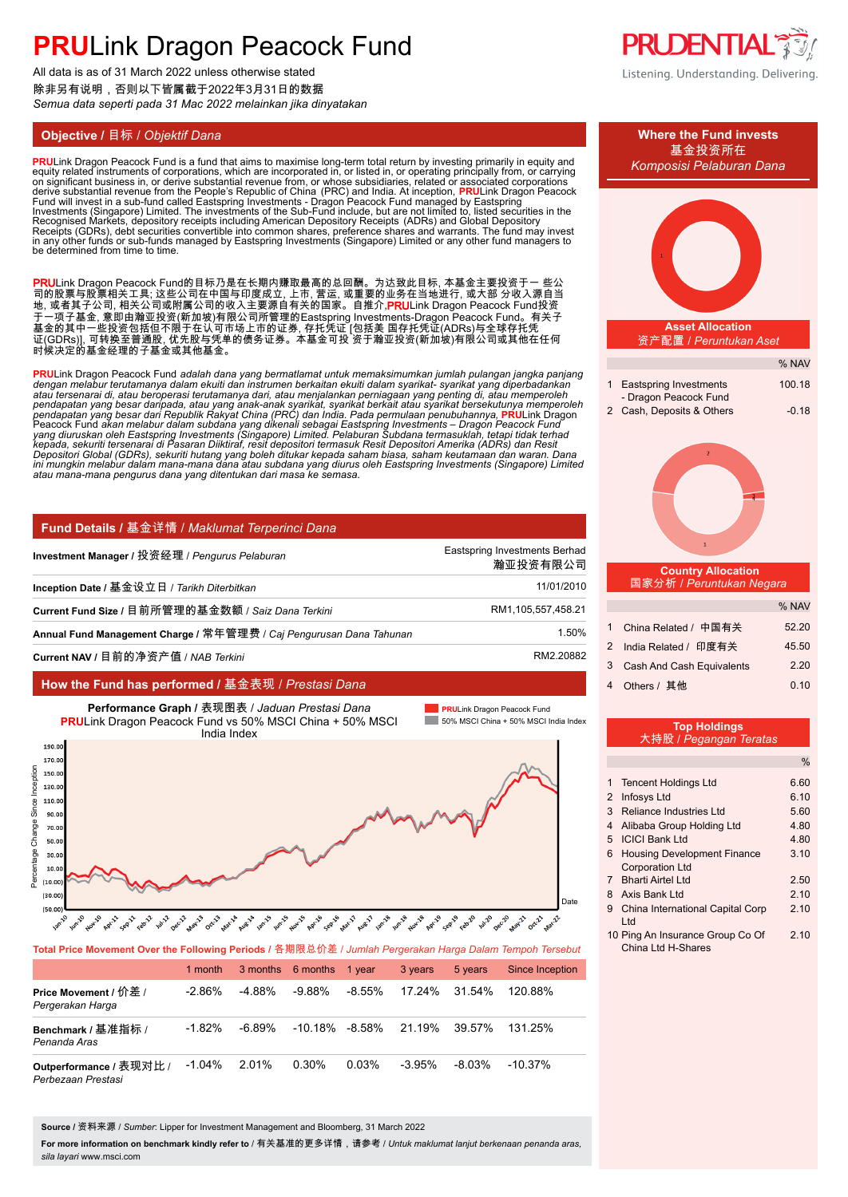# PRULink Dragon Peacock Fund

All data is as of 31 March 2022 unless otherwise stated
除非另有说明，否则以下皆属截于2022年3月31日的数据
*Semua data seperti pada 31 Mac 2022 melainkan jika dinyatakan*

## Objective / 目标 / *Objektif Dana*

**PRU**Link Dragon Peacock Fund is a fund that aims to maximise long-term total return by investing primarily in equity and equity related instruments of corporations, which are incorporated in, or listed in, or operating principally from, or carrying on significant business in, or derive substantial revenue from, or whose subsidiaries, related or associated corporations derive substantial revenue from the People's Republic of China (PRC) and India. At inception, **PRU**Link Dragon Peacock Fund will invest in a sub-fund called Eastspring Investments - Dragon Peacock Fund managed by Eastspring Investments (Singapore) Limited. The investments of the Sub-Fund include, but are not limited to, listed securities in the Recognised Markets, depository receipts including American Depository Receipts (ADRs) and Global Depository Receipts (GDRs), debt securities convertible into common shares, preference shares and warrants. The fund may invest in any other funds or sub-funds managed by Eastspring Investments (Singapore) Limited or any other fund managers to be determined from time to time.

**PRU**Link Dragon Peacock Fund的目标乃是在长期内赚取最高的总回酬。为达致此目标，本基金主要投资于一 些公司的股票与股票相关工具；这些公司在中国与印度成立，上市，营运，或重要的业务在当地进行，或大部 分收入源自当地，或者其子公司，相关公司或附属公司的收入主要源自有关的国家。自推介，**PRU**Link Dragon Peacock Fund投资于一项子基金，意即由瀚亚投资(新加坡)有限公司所管理的Eastspring Investments-Dragon Peacock Fund。有关子基金的其中一些投资包括但不限于在认可市场上市的证券，存托凭证 [包括美 国存托凭证(ADRs)与全球存托凭证(GDRs)]，可转换至普通股，优先股与凭单的债务证券。本基金可投 资于瀚亚投资(新加坡)有限公司或其他在任何时候决定的基金经理的子基金或其他基金。

**PRU**Link Dragon Peacock Fund *adalah dana yang bermatlamat untuk memaksimumkan jumlah pulangan jangka panjang dengan melabur terutamanya dalam ekuiti dan instrumen berkaitan ekuiti dalam syarikat- syarikat yang diperbadankan atau tersenarai di, atau beroperasi terutamanya dari, atau menjalankan perniagaan yang penting di, atau memperoleh pendapatan yang besar daripada, atau yang anak-anak syarikat, syarikat berkait atau syarikat bersekutunya memperoleh pendapatan yang besar dari Republik Rakyat China (PRC) dan India. Pada permulaan penubuhannya,* **PRU**Link Dragon Peacock Fund *akan melabur dalam subdana yang dikenali sebagai Eastspring Investments – Dragon Peacock Fund yang diuruskan oleh Eastspring Investments (Singapore) Limited. Pelaburan Subdana termasuklah, tetapi tidak terhad kepada, sekuriti tersenarai di Pasaran Diiktiraf, resit depositori termasuk Resit Depositori Amerika (ADRs) dan Resit Depositori Global (GDRs), sekuriti hutang yang boleh ditukar kepada saham biasa, saham keutamaan dan waran. Dana ini mungkin melabur dalam mana-mana dana atau subdana yang diurus oleh Eastspring Investments (Singapore) Limited atau mana-mana pengurus dana yang ditentukan dari masa ke semasa.*

## Fund Details / 基金详情 / *Maklumat Terperinci Dana*

| | |
|---|---|
| **Investment Manager** / 投资经理 / *Pengurus Pelaburan* | Eastspring Investments Berhad 瀚亚投资有限公司 |
| **Inception Date** / 基金设立日 / *Tarikh Diterbitkan* | 11/01/2010 |
| **Current Fund Size** / 目前所管理的基金数额 / *Saiz Dana Terkini* | RM1,105,557,458.21 |
| **Annual Fund Management Charge** / 常年管理费 / *Caj Pengurusan Dana Tahunan* | 1.50% |
| **Current NAV** / 目前的净资产值 / *NAB Terkini* | RM2.20882 |

## How the Fund has performed / 基金表现 / *Prestasi Dana*

**Performance Graph** / 表现图表 / *Jaduan Prestasi Dana*
**PRU**Link Dragon Peacock Fund vs 50% MSCI China + 50% MSCI India Index

**Total Price Movement Over the Following Periods** / 各期限总价差 / *Jumlah Pergerakan Harga Dalam Tempoh Tersebut*

| | 1 month | 3 months | 6 months | 1 year | 3 years | 5 years | Since Inception |
|---|---|---|---|---|---|---|---|
| **Price Movement** / 价差 / *Pergerakan Harga* | -2.86% | -4.88% | -9.88% | -8.55% | 17.24% | 31.54% | 120.88% |
| **Benchmark** / 基准指标 / *Penanda Aras* | -1.82% | -6.89% | -10.18% | -8.58% | 21.19% | 39.57% | 131.25% |
| **Outperformance** / 表现对比 / *Perbezaan Prestasi* | -1.04% | 2.01% | 0.30% | 0.03% | -3.95% | -8.03% | -10.37% |

**Source** / 资料来源 / *Sumber*: Lipper for Investment Management and Bloomberg, 31 March 2022

**For more information on benchmark kindly refer to** / 有关基准的更多详情，请参考 / *Untuk maklumat lanjut berkenaan penanda aras, sila layari* www.msci.com

## Where the Fund invests / 基金投资所在 / *Komposisi Pelaburan Dana*

### Asset Allocation / 资产配置 / *Peruntukan Aset*

| | | % NAV |
|---|---|---|
| 1 | Eastspring Investments - Dragon Peacock Fund | 100.18 |
| 2 | Cash, Deposits & Others | -0.18 |

### Country Allocation / 国家分析 / *Peruntukan Negara*

| | | % NAV |
|---|---|---|
| 1 | China Related / 中国有关 | 52.20 |
| 2 | India Related / 印度有关 | 45.50 |
| 3 | Cash And Cash Equivalents | 2.20 |
| 4 | Others / 其他 | 0.10 |

### Top Holdings / 大持股 / *Pegangan Teratas*

| | | % |
|---|---|---|
| 1 | Tencent Holdings Ltd | 6.60 |
| 2 | Infosys Ltd | 6.10 |
| 3 | Reliance Industries Ltd | 5.60 |
| 4 | Alibaba Group Holding Ltd | 4.80 |
| 5 | ICICI Bank Ltd | 4.80 |
| 6 | Housing Development Finance Corporation Ltd | 3.10 |
| 7 | Bharti Airtel Ltd | 2.50 |
| 8 | Axis Bank Ltd | 2.10 |
| 9 | China International Capital Corp Ltd | 2.10 |
| 10 | Ping An Insurance Group Co Of China Ltd H-Shares | 2.10 |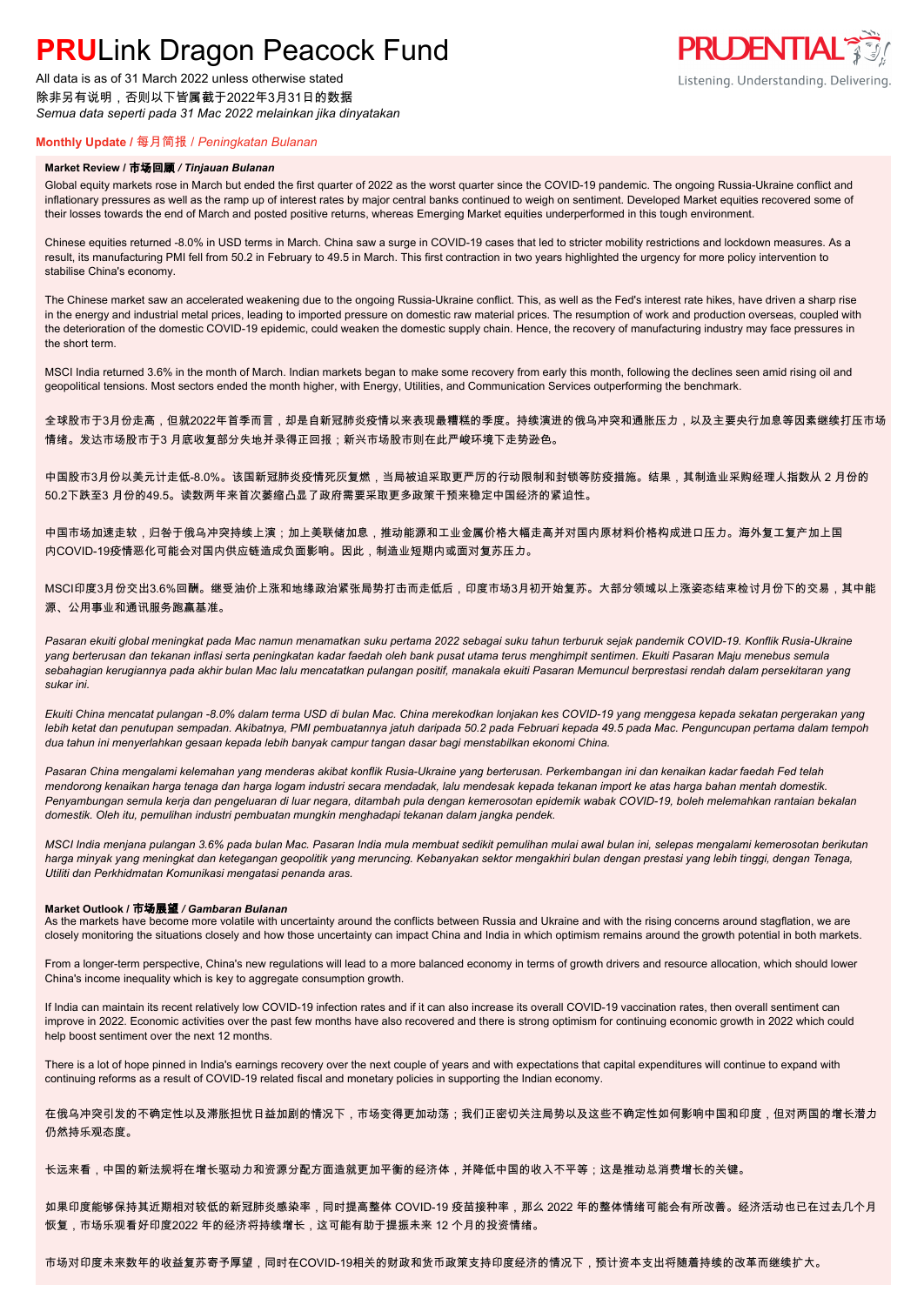# **PRU**Link Dragon Peacock Fund

All data is as of 31 March 2022 unless otherwise stated
除非另有说明，否则以下皆属截于2022年3月31日的数据
*Semua data seperti pada 31 Mac 2022 melainkan jika dinyatakan*

PRUDENTIAL
Listening. Understanding. Delivering.

## **Monthly Update** / 每月简报 / *Peningkatan Bulanan*

### **Market Review / 市场回顾 / *Tinjauan Bulanan***

Global equity markets rose in March but ended the first quarter of 2022 as the worst quarter since the COVID-19 pandemic. The ongoing Russia-Ukraine conflict and inflationary pressures as well as the ramp up of interest rates by major central banks continued to weigh on sentiment. Developed Market equities recovered some of their losses towards the end of March and posted positive returns, whereas Emerging Market equities underperformed in this tough environment.

Chinese equities returned -8.0% in USD terms in March. China saw a surge in COVID-19 cases that led to stricter mobility restrictions and lockdown measures. As a result, its manufacturing PMI fell from 50.2 in February to 49.5 in March. This first contraction in two years highlighted the urgency for more policy intervention to stabilise China's economy.

The Chinese market saw an accelerated weakening due to the ongoing Russia-Ukraine conflict. This, as well as the Fed's interest rate hikes, have driven a sharp rise in the energy and industrial metal prices, leading to imported pressure on domestic raw material prices. The resumption of work and production overseas, coupled with the deterioration of the domestic COVID-19 epidemic, could weaken the domestic supply chain. Hence, the recovery of manufacturing industry may face pressures in the short term.

MSCI India returned 3.6% in the month of March. Indian markets began to make some recovery from early this month, following the declines seen amid rising oil and geopolitical tensions. Most sectors ended the month higher, with Energy, Utilities, and Communication Services outperforming the benchmark.

全球股市于3月份走高，但就2022年首季而言，却是自新冠肺炎疫情以来表现最糟糕的季度。持续演进的俄乌冲突和通胀压力，以及主要央行加息等因素继续打压市场情绪。发达市场股市于3 月底收复部分失地并录得正回报；新兴市场股市则在此严峻环境下走势逊色。

中国股市3月份以美元计走低-8.0%。该国新冠肺炎疫情死灰复燃，当局被迫采取更严厉的行动限制和封锁等防疫措施。结果，其制造业采购经理人指数从 2 月份的50.2下跌至3 月份的49.5。该数两年来首次萎缩凸显了政府需要采取更多政策干预来稳定中国经济的紧迫性。

中国市场加速走软，归咎于俄乌冲突持续上演；加上美联储加息，推动能源和工业金属价格大幅走高并对国内原材料价格构成进口压力。海外复工复产加上国内COVID-19疫情恶化可能会对国内供应链造成负面影响。因此，制造业短期内或面对复苏压力。

MSCI印度3月份交出3.6%回酬。继受油价上涨和地缘政治紧张局势打击而走低后，印度市场3月初开始复苏。大部分领域以上涨姿态结束检讨月份下的交易，其中能源、公用事业和通讯服务跑赢基准。

*Pasaran ekuiti global meningkat pada Mac namun menamatkan suku pertama 2022 sebagai suku tahun terburuk sejak pandemik COVID-19. Konflik Rusia-Ukraine yang berterusan dan tekanan inflasi serta peningkatan kadar faedah oleh bank pusat utama terus menghimpit sentimen. Ekuiti Pasaran Maju menebus semula sebahagian kerugiannya pada akhir bulan Mac lalu mencatatkan pulangan positif, manakala ekuiti Pasaran Memuncul berprestasi rendah dalam persekitaran yang sukar ini.*

*Ekuiti China mencatat pulangan -8.0% dalam terma USD di bulan Mac. China merekodkan lonjakan kes COVID-19 yang menggesa kepada sekatan pergerakan yang lebih ketat dan penutupan sempadan. Akibatnya, PMI pembuatannya jatuh daripada 50.2 pada Februari kepada 49.5 pada Mac. Penguncupan pertama dalam tempoh dua tahun ini menyerlahkan gesaan kepada lebih banyak campur tangan dasar bagi menstabilkan ekonomi China.*

*Pasaran China mengalami kelemahan yang menderas akibat konflik Rusia-Ukraine yang berterusan. Perkembangan ini dan kenaikan kadar faedah Fed telah mendorong kenaikan harga tenaga dan harga logam industri secara mendadak, lalu mendesak kepada tekanan import ke atas harga bahan mentah domestik. Penyambungan semula kerja dan pengeluaran di luar negara, ditambah pula dengan kemerosotan epidemik wabak COVID-19, boleh melemahkan rantaian bekalan domestik. Oleh itu, pemulihan industri pembuatan mungkin menghadapi tekanan dalam jangka pendek.*

*MSCI India menjana pulangan 3.6% pada bulan Mac. Pasaran India mula membuat sedikit pemulihan mulai awal bulan ini, selepas mengalami kemerosotan berikutan harga minyak yang meningkat dan ketegangan geopolitik yang meruncing. Kebanyakan sektor mengakhiri bulan dengan prestasi yang lebih tinggi, dengan Tenaga, Utiliti dan Perkhidmatan Komunikasi mengatasi penanda aras.*

### **Market Outlook / 市场展望 / *Gambaran Bulanan***

As the markets have become more volatile with uncertainty around the conflicts between Russia and Ukraine and with the rising concerns around stagflation, we are closely monitoring the situations closely and how those uncertainty can impact China and India in which optimism remains around the growth potential in both markets.

From a longer-term perspective, China's new regulations will lead to a more balanced economy in terms of growth drivers and resource allocation, which should lower China's income inequality which is key to aggregate consumption growth.

If India can maintain its recent relatively low COVID-19 infection rates and if it can also increase its overall COVID-19 vaccination rates, then overall sentiment can improve in 2022. Economic activities over the past few months have also recovered and there is strong optimism for continuing economic growth in 2022 which could help boost sentiment over the next 12 months.

There is a lot of hope pinned in India's earnings recovery over the next couple of years and with expectations that capital expenditures will continue to expand with continuing reforms as a result of COVID-19 related fiscal and monetary policies in supporting the Indian economy.

在俄乌冲突引发的不确定性以及滞胀担忧日益加剧的情况下，市场变得更加动荡；我们正密切关注局势以及这些不确定性如何影响中国和印度，但对两国的增长潜力仍然持乐观态度。

长远来看，中国的新法规将在增长驱动力和资源分配方面造就更加平衡的经济体，并降低中国的收入不平等；这是推动总消费增长的关键。

如果印度能够保持其近期相对较低的新冠肺炎感染率，同时提高整体 COVID-19 疫苗接种率，那么 2022 年的整体情绪可能会有所改善。经济活动也已在过去几个月恢复，市场乐观看好印度2022 年的经济将持续增长，这可能有助于提振未来 12 个月的投资情绪。

市场对印度未来数年的收益复苏寄予厚望，同时在COVID-19相关的财政和货币政策支持印度经济的情况下，预计资本支出将随着持续的改革而继续扩大。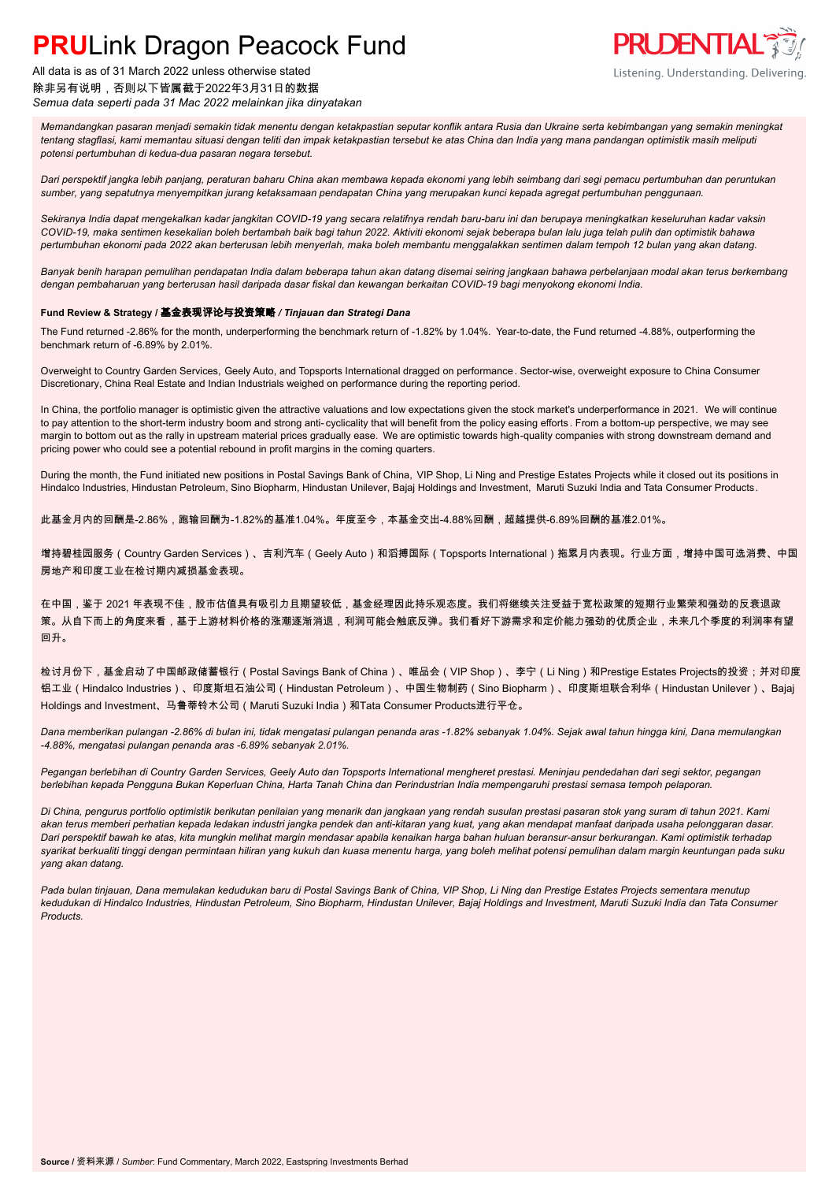# **PRU**Link Dragon Peacock Fund

All data is as of 31 March 2022 unless otherwise stated
除非另有说明，否则以下皆属截于2022年3月31日的数据
*Semua data seperti pada 31 Mac 2022 melainkan jika dinyatakan*

*Memandangkan pasaran menjadi semakin tidak menentu dengan ketakpastian seputar konflik antara Rusia dan Ukraine serta kebimbangan yang semakin meningkat tentang stagflasi, kami memantau situasi dengan teliti dan impak ketakpastian tersebut ke atas China dan India yang mana pandangan optimistik masih meliputi potensi pertumbuhan di kedua-dua pasaran negara tersebut.*

*Dari perspektif jangka lebih panjang, peraturan baharu China akan membawa kepada ekonomi yang lebih seimbang dari segi pemacu pertumbuhan dan peruntukan sumber, yang sepatutnya menyempitkan jurang ketaksamaan pendapatan China yang merupakan kunci kepada agregat pertumbuhan penggunaan.*

*Sekiranya India dapat mengekalkan kadar jangkitan COVID-19 yang secara relatifnya rendah baru-baru ini dan berupaya meningkatkan keseluruhan kadar vaksin COVID-19, maka sentimen kesekalian boleh bertambah baik bagi tahun 2022. Aktiviti ekonomi sejak beberapa bulan lalu juga telah pulih dan optimistik bahawa pertumbuhan ekonomi pada 2022 akan berterusan lebih menyerlah, maka boleh membantu menggalakkan sentimen dalam tempoh 12 bulan yang akan datang.*

*Banyak benih harapan pemulihan pendapatan India dalam beberapa tahun akan datang disemai seiring jangkaan bahawa perbelanjaan modal akan terus berkembang dengan pembaharuan yang berterusan hasil daripada dasar fiskal dan kewangan berkaitan COVID-19 bagi menyokong ekonomi India.*

**Fund Review & Strategy / 基金表现评论与投资策略 / *Tinjauan dan Strategi Dana***

The Fund returned -2.86% for the month, underperforming the benchmark return of -1.82% by 1.04%. Year-to-date, the Fund returned -4.88%, outperforming the benchmark return of -6.89% by 2.01%.

Overweight to Country Garden Services, Geely Auto, and Topsports International dragged on performance. Sector-wise, overweight exposure to China Consumer Discretionary, China Real Estate and Indian Industrials weighed on performance during the reporting period.

In China, the portfolio manager is optimistic given the attractive valuations and low expectations given the stock market's underperformance in 2021. We will continue to pay attention to the short-term industry boom and strong anti- cyclicality that will benefit from the policy easing efforts. From a bottom-up perspective, we may see margin to bottom out as the rally in upstream material prices gradually ease. We are optimistic towards high-quality companies with strong downstream demand and pricing power who could see a potential rebound in profit margins in the coming quarters.

During the month, the Fund initiated new positions in Postal Savings Bank of China, VIP Shop, Li Ning and Prestige Estates Projects while it closed out its positions in Hindalco Industries, Hindustan Petroleum, Sino Biopharm, Hindustan Unilever, Bajaj Holdings and Investment, Maruti Suzuki India and Tata Consumer Products.

此基金月内的回酬是-2.86%，跑输回酬为-1.82%的基准1.04%。年度至今，本基金交出-4.88%回酬，超越提供-6.89%回酬的基准2.01%。

增持碧桂园服务（Country Garden Services）、吉利汽车（Geely Auto）和滔搏国际（Topsports International）拖累月内表现。行业方面，增持中国可选消费、中国房地产和印度工业在检讨期内减损基金表现。

在中国，鉴于 2021 年表现不佳，股市估值具有吸引力且期望较低，基金经理因此持乐观态度。我们将继续关注受益于宽松政策的短期行业繁荣和强劲的反衰退政策。从自下而上的角度来看，基于上游材料价格的涨潮逐渐消退，利润可能会触底反弹。我们看好下游需求和定价能力强劲的优质企业，未来几个季度的利润率有望回升。

检讨月份下，基金启动了中国邮政储蓄银行（Postal Savings Bank of China）、唯品会（VIP Shop）、李宁（Li Ning）和Prestige Estates Projects的投资；并对印度铝工业（Hindalco Industries）、印度斯坦石油公司（Hindustan Petroleum）、中国生物制药（Sino Biopharm）、印度斯坦联合利华（Hindustan Unilever）、Bajaj Holdings and Investment、马鲁蒂铃木公司（Maruti Suzuki India）和Tata Consumer Products进行平仓。

*Dana memberikan pulangan -2.86% di bulan ini, tidak mengatasi pulangan penanda aras -1.82% sebanyak 1.04%. Sejak awal tahun hingga kini, Dana memulangkan -4.88%, mengatasi pulangan penanda aras -6.89% sebanyak 2.01%.*

*Pegangan berlebihan di Country Garden Services, Geely Auto dan Topsports International mengheret prestasi. Meninjau pendedahan dari segi sektor, pegangan berlebihan kepada Pengguna Bukan Keperluan China, Harta Tanah China dan Perindustrian India mempengaruhi prestasi semasa tempoh pelaporan.*

*Di China, pengurus portfolio optimistik berikutan penilaian yang menarik dan jangkaan yang rendah susulan prestasi pasaran stok yang suram di tahun 2021. Kami akan terus memberi perhatian kepada ledakan industri jangka pendek dan anti-kitaran yang kuat, yang akan mendapat manfaat daripada usaha pelonggaran dasar. Dari perspektif bawah ke atas, kita mungkin melihat margin mendasar apabila kenaikan harga bahan huluan beransur-ansur berkurangan. Kami optimistik terhadap syarikat berkualiti tinggi dengan permintaan hiliran yang kukuh dan kuasa menentu harga, yang boleh melihat potensi pemulihan dalam margin keuntungan pada suku yang akan datang.*

*Pada bulan tinjauan, Dana memulakan kedudukan baru di Postal Savings Bank of China, VIP Shop, Li Ning dan Prestige Estates Projects sementara menutup kedudukan di Hindalco Industries, Hindustan Petroleum, Sino Biopharm, Hindustan Unilever, Bajaj Holdings and Investment, Maruti Suzuki India dan Tata Consumer Products.*

**Source** / 资料来源 / *Sumber*: Fund Commentary, March 2022, Eastspring Investments Berhad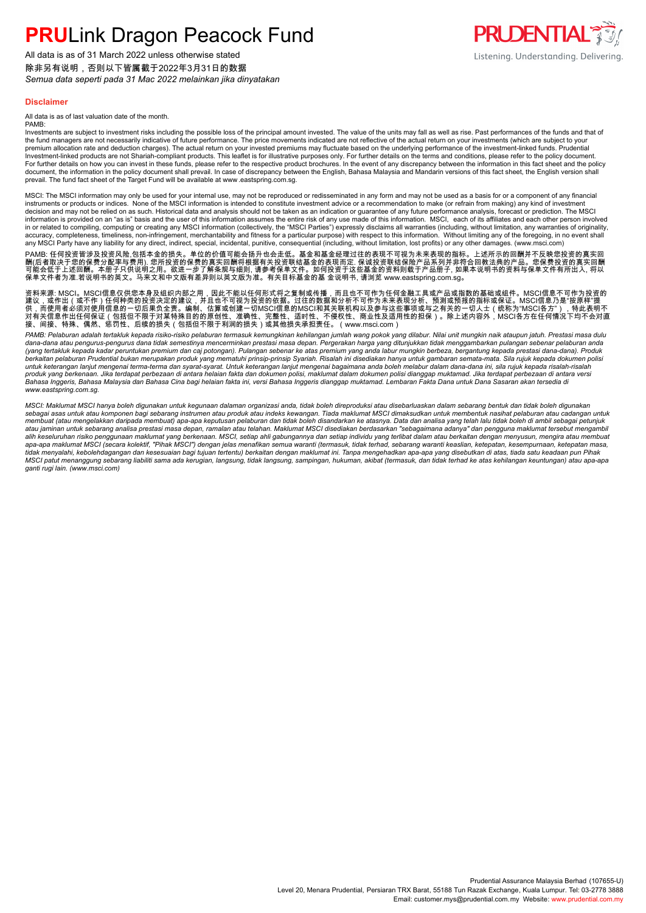# PRULink Dragon Peacock Fund

All data is as of 31 March 2022 unless otherwise stated

除非另有说明，否则以下皆属截于2022年3月31日的数据

*Semua data seperti pada 31 Mac 2022 melainkan jika dinyatakan*

## Disclaimer

All data is as of last valuation date of the month.

PAMB:

Investments are subject to investment risks including the possible loss of the principal amount invested. The value of the units may fall as well as rise. Past performances of the funds and that of the fund managers are not necessarily indicative of future performance. The price movements indicated are not reflective of the actual return on your investments (which are subject to your premium allocation rate and deduction charges). The actual return on your invested premiums may fluctuate based on the underlying performance of the investment-linked funds. Prudential Investment-linked products are not Shariah-compliant products. This leaflet is for illustrative purposes only. For further details on the terms and conditions, please refer to the policy document. For further details on how you can invest in these funds, please refer to the respective product brochures. In the event of any discrepancy between the information in this fact sheet and the policy document, the information in the policy document shall prevail. In case of discrepancy between the English, Bahasa Malaysia and Mandarin versions of this fact sheet, the English version shall prevail. The fund fact sheet of the Target Fund will be available at www.eastspring.com.sg.

MSCI: The MSCI information may only be used for your internal use, may not be reproduced or redisseminated in any form and may not be used as a basis for or a component of any financial instruments or products or indices. None of the MSCI information is intended to constitute investment advice or a recommendation to make (or refrain from making) any kind of investment decision and may not be relied on as such. Historical data and analysis should not be taken as an indication or guarantee of any future performance analysis, forecast or prediction. The MSCI information is provided on an "as is" basis and the user of this information assumes the entire risk of any use made of this information. MSCI, each of its affiliates and each other person involved in or related to compiling, computing or creating any MSCI information (collectively, the "MSCI Parties") expressly disclaims all warranties (including, without limitation, any warranties of originality, accuracy, completeness, timeliness, non-infringement, merchantability and fitness for a particular purpose) with respect to this information. Without limiting any of the foregoing, in no event shall any MSCI Party have any liability for any direct, indirect, special, incidental, punitive, consequential (including, without limitation, lost profits) or any other damages. (www.msci.com)

PAMB: 任何投资皆涉及投资风险,包括本金的损失。单位的价值可能会扬升也会走低。基金和基金经理过往的表现不可视为未来表现的指标。上述所示的回酬并不反映您投资的真实回酬(后者取决于您的保费分配率与费用). 您所投资的保费的真实回酬将根据有关投资联结基金的表现而定. 保诚投资联结保险产品系列并非符合回教法典的产品。您保费投资的真实回酬可能会低于上述回酬。本册子只供说明之用。欲进一步了解条规与细则, 请参考保单文件。如何投资于这些基金的资料则载于产品册子, 如果本说明书的资料与保单文件有所出入, 将以保单文件者为准.若说明书的英文。马来文和中文版有差异则以英文版为准。有关目标基金的基 金说明书, 请浏览 www.eastspring.com.sg。

资料来源: MSCI。MSCI信息仅供您本身及组织内部之用，因此不能以任何形式将之复制或传播，而且也不可作为任何金融工具或产品或指数的基础或组件。MSCI信息不可作为投资的建议，或作出（或不作）任何种类的投资决定的建议，并且也不可视为投资的依据。过往的数据和分析不可作为未来表现分析、预测或预报的指标或保证。MSCI信息乃是"按原样"提供，而使用者必须对使用信息的一切后果负全责。编制、估算或创建一切MSCI信息的MSCI和其关联机构以及参与这些事项或与之有关的一切人士（统称为"MSCI各方"），特此表明不对有关信息作出任何保证（包括但不限于对某特殊目的的原创性、准确性、完整性、适时性、不侵权性、商业性及适用性的担保）。除上述内容外，MSCI各方在任何情况下均不会对直接、间接、特殊、偶然、惩罚性、后续的损失（包括但不限于利润的损失）或其他损失承担责任。（www.msci.com）

*PAMB: Pelaburan adalah tertakluk kepada risiko-risiko pelaburan termasuk kemungkinan kehilangan jumlah wang pokok yang dilabur. Nilai unit mungkin naik ataupun jatuh. Prestasi masa dulu dana-dana atau pengurus-pengurus dana tidak semestinya mencerminkan prestasi masa depan. Pergerakan harga yang ditunjukkan tidak menggambarkan pulangan sebenar pelaburan anda (yang tertakluk kepada kadar peruntukan premium dan caj potongan). Pulangan sebenar ke atas premium yang anda labur mungkin berbeza, bergantung kepada prestasi dana-dana). Produk berkaitan pelaburan Prudential bukan merupakan produk yang mematuhi prinsip-prinsip Syariah. Risalah ini disediakan hanya untuk gambaran semata-mata. Sila rujuk kepada dokumen polisi untuk keterangan lanjut mengenai terma-terma dan syarat-syarat. Untuk keterangan lanjut mengenai bagaimana anda boleh melabur dalam dana-dana ini, sila rujuk kepada risalah-risalah produk yang berkenaan. Jika terdapat perbezaan di antara helaian fakta dan dokumen polisi, maklumat dalam dokumen polisi dianggap muktamad. Jika terdapat perbezaan di antara versi Bahasa Inggeris, Bahasa Malaysia dan Bahasa Cina bagi helaian fakta ini, versi Bahasa Inggeris dianggap muktamad. Lembaran Fakta Dana untuk Dana Sasaran akan tersedia di www.eastspring.com.sg.*

*MSCI: Maklumat MSCI hanya boleh digunakan untuk kegunaan dalaman organizasi anda, tidak boleh direproduksi atau disebarluaskan dalam sebarang bentuk dan tidak boleh digunakan sebagai asas untuk atau komponen bagi sebarang instrumen atau produk atau indeks kewangan. Tiada maklumat MSCI dimaksudkan untuk membentuk nasihat pelaburan atau cadangan untuk membuat (atau mengelakkan daripada membuat) apa-apa keputusan pelaburan dan tidak boleh disandarkan ke atasnya. Data dan analisa yang telah lalu tidak boleh di ambil sebagai petunjuk atau jaminan untuk sebarang analisa prestasi masa depan, ramalan atau telahan. Maklumat MSCI disediakan berdasarkan "sebagaimana adanya" dan pengguna maklumat tersebut mengambil alih keseluruhan risiko penggunaan maklumat yang berkenaan. MSCI, setiap ahli gabungannya dan setiap individu yang terlibat dalam atau berkaitan dengan menyusun, mengira atau membuat apa-apa maklumat MSCI (secara kolektif, "Pihak MSCI") dengan jelas menafikan semua waranti (termasuk, tidak terhad, sebarang waranti keaslian, ketepatan, kesempurnaan, ketepatan masa, tidak menyalahi, kebolehdagangan dan kesesuaian bagi tujuan tertentu) berkaitan dengan maklumat ini. Tanpa mengehadkan apa-apa yang disebutkan di atas, tiada satu keadaan pun Pihak MSCI patut menanggung sebarang liabiliti sama ada kerugian, langsung, tidak langsung, sampingan, hukuman, akibat (termasuk, dan tidak terhad ke atas kehilangan keuntungan) atau apa-apa ganti rugi lain. (www.msci.com)*

Prudential Assurance Malaysia Berhad (107655-U)
Level 20, Menara Prudential, Persiaran TRX Barat, 55188 Tun Razak Exchange, Kuala Lumpur. Tel: 03-2778 3888
Email: customer.mys@prudential.com.my Website: www.prudential.com.my